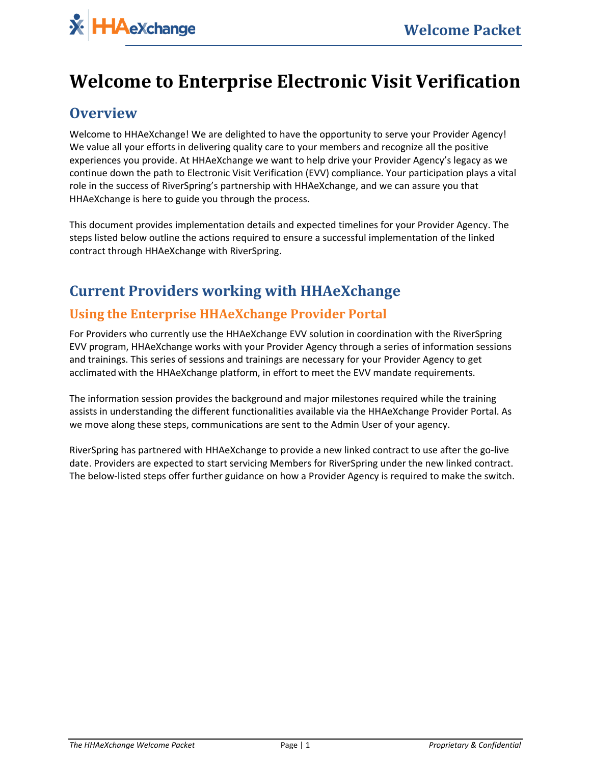# Welcome to Enterprise Electronic Visit Verification

## Overview

Welcome to HHAeXchange! We are delighted to have the opportunity to serve your Provider Agency! We value all your efforts in delivering quality care to your members and recognize all the positive experiences you provide. At HHAeXchange we want to help drive your Provider Agency's legacy as we continue down the path to Electronic Visit Verification (EVV) compliance. Your participation plays a vital role in the success of RiverSpring's partnership with HHAeXchange, and we can assure you that HHAeXchange is here to guide you through the process.

This document provides implementation details and expected timelines for your Provider Agency. The steps listed below outline the actions required to ensure a successful implementation of the linked contract through HHAeXchange with RiverSpring.

## Current Providers working with HHAeXchange

### Using the Enterprise HHAeXchange Provider Portal

For Providers who currently use the HHAeXchange EVV solution in coordination with the RiverSpring EVV program, HHAeXchange works with your Provider Agency through a series of information sessions and trainings. This series of sessions and trainings are necessary for your Provider Agency to get acclimated with the HHAeXchange platform, in effort to meet the EVV mandate requirements.

The information session provides the background and major milestones required while the training assists in understanding the different functionalities available via the HHAeXchange Provider Portal. As we move along these steps, communications are sent to the Admin User of your agency.

RiverSpring has partnered with HHAeXchange to provide a new linked contract to use after the go-live date. Providers are expected to start servicing Members for RiverSpring under the new linked contract. The below-listed steps offer further guidance on how a Provider Agency is required to make the switch.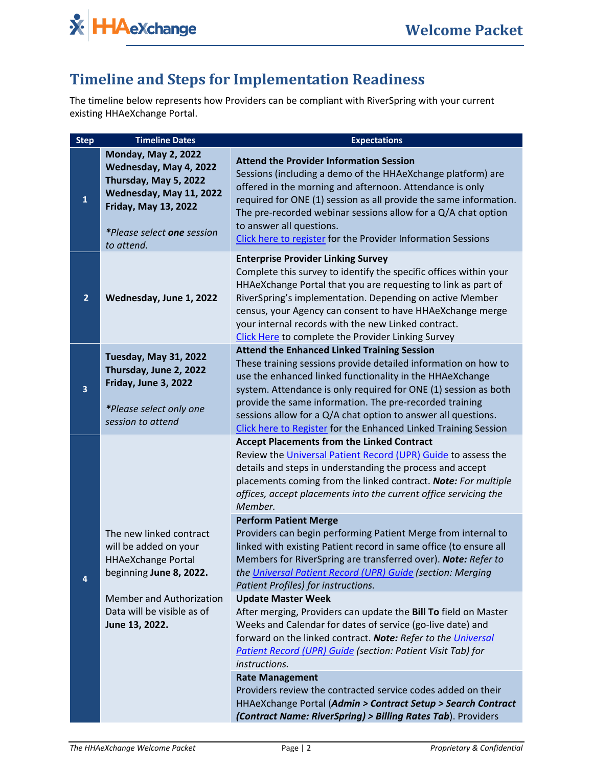## Timeline and Steps for Implementation Readiness

The timeline below represents how Providers can be compliant with RiverSpring with your current existing HHAeXchange Portal.

| Step | Timeline Dates | Expectations |
|---|---|---|
| 1 | **Monday, May 2, 2022**<br>**Wednesday, May 4, 2022**<br>**Thursday, May 5, 2022**<br>**Wednesday, May 11, 2022**<br>**Friday, May 13, 2022**<br><br>*\*Please select **one** session to attend.* | **Attend the Provider Information Session**<br>Sessions (including a demo of the HHAeXchange platform) are offered in the morning and afternoon. Attendance is only required for ONE (1) session as all provide the same information. The pre-recorded webinar sessions allow for a Q/A chat option to answer all questions.<br>Click here to register for the Provider Information Sessions |
| 2 | **Wednesday, June 1, 2022** | **Enterprise Provider Linking Survey**<br>Complete this survey to identify the specific offices within your HHAeXchange Portal that you are requesting to link as part of RiverSpring's implementation. Depending on active Member census, your Agency can consent to have HHAeXchange merge your internal records with the new Linked contract.<br>Click Here to complete the Provider Linking Survey |
| 3 | **Tuesday, May 31, 2022**<br>**Thursday, June 2, 2022**<br>**Friday, June 3, 2022**<br><br>*\*Please select only one session to attend* | **Attend the Enhanced Linked Training Session**<br>These training sessions provide detailed information on how to use the enhanced linked functionality in the HHAeXchange system. Attendance is only required for ONE (1) session as both provide the same information. The pre-recorded training sessions allow for a Q/A chat option to answer all questions.<br>Click here to Register for the Enhanced Linked Training Session |
| 4 | The new linked contract will be added on your HHAeXchange Portal beginning **June 8, 2022.**<br><br>Member and Authorization Data will be visible as of **June 13, 2022.** | **Accept Placements from the Linked Contract**<br>Review the Universal Patient Record (UPR) Guide to assess the details and steps in understanding the process and accept placements coming from the linked contract. ***Note:*** *For multiple offices, accept placements into the current office servicing the Member.*<br><br>**Perform Patient Merge**<br>Providers can begin performing Patient Merge from internal to linked with existing Patient record in same office (to ensure all Members for RiverSpring are transferred over). ***Note:*** *Refer to the Universal Patient Record (UPR) Guide (section: Merging Patient Profiles) for instructions.*<br><br>**Update Master Week**<br>After merging, Providers can update the **Bill To** field on Master Weeks and Calendar for dates of service (go-live date) and forward on the linked contract. ***Note:*** *Refer to the Universal Patient Record (UPR) Guide (section: Patient Visit Tab) for instructions.*<br><br>**Rate Management**<br>Providers review the contracted service codes added on their HHAeXchange Portal (***Admin > Contract Setup > Search Contract (Contract Name: RiverSpring) > Billing Rates Tab***). Providers |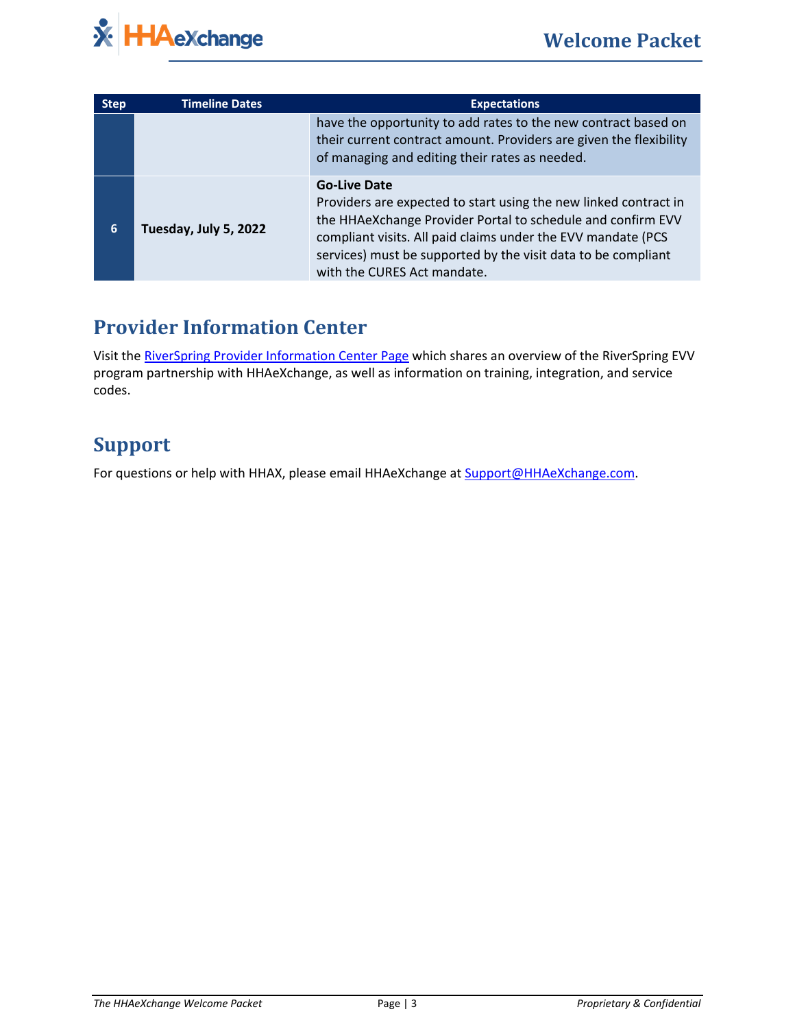| Step | Timeline Dates | Expectations |
|---|---|---|
| | | have the opportunity to add rates to the new contract based on their current contract amount. Providers are given the flexibility of managing and editing their rates as needed. |
| 6 | **Tuesday, July 5, 2022** | **Go-Live Date** Providers are expected to start using the new linked contract in the HHAeXchange Provider Portal to schedule and confirm EVV compliant visits. All paid claims under the EVV mandate (PCS services) must be supported by the visit data to be compliant with the CURES Act mandate. |

## Provider Information Center

Visit the [RiverSpring Provider Information Center Page]() which shares an overview of the RiverSpring EVV program partnership with HHAeXchange, as well as information on training, integration, and service codes.

## Support

For questions or help with HHAX, please email HHAeXchange at [Support@HHAeXchange.com](mailto:Support@HHAeXchange.com).